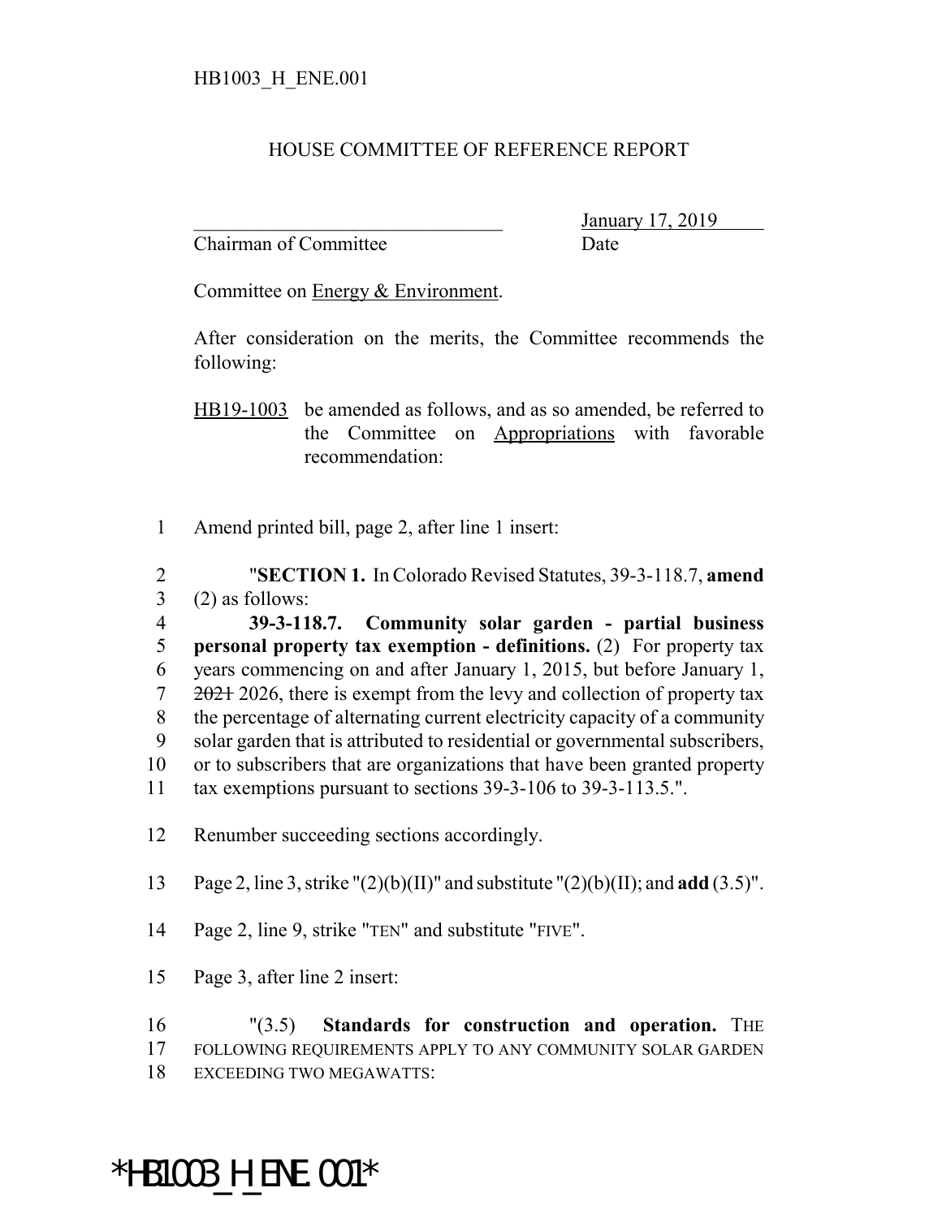HB1003_H_ENE.001

# HOUSE COMMITTEE OF REFERENCE REPORT

________________________________ January 17, 2019
Chairman of Committee Date

Committee on Energy & Environment.

After consideration on the merits, the Committee recommends the following:

HB19-1003 be amended as follows, and as so amended, be referred to the Committee on Appropriations with favorable recommendation:

1 Amend printed bill, page 2, after line 1 insert:

2 "**SECTION 1.** In Colorado Revised Statutes, 39-3-118.7, **amend**
3 (2) as follows:
4 **39-3-118.7. Community solar garden - partial business**
5 **personal property tax exemption - definitions.** (2) For property tax
6 years commencing on and after January 1, 2015, but before January 1,
7 ~~2021~~ 2026, there is exempt from the levy and collection of property tax
8 the percentage of alternating current electricity capacity of a community
9 solar garden that is attributed to residential or governmental subscribers,
10 or to subscribers that are organizations that have been granted property
11 tax exemptions pursuant to sections 39-3-106 to 39-3-113.5.".

12 Renumber succeeding sections accordingly.

13 Page 2, line 3, strike "(2)(b)(II)" and substitute "(2)(b)(II); and **add** (3.5)".

14 Page 2, line 9, strike "TEN" and substitute "FIVE".

15 Page 3, after line 2 insert:

16 "(3.5) **Standards for construction and operation.** THE
17 FOLLOWING REQUIREMENTS APPLY TO ANY COMMUNITY SOLAR GARDEN
18 EXCEEDING TWO MEGAWATTS:

*HB1003_H_ENE.001*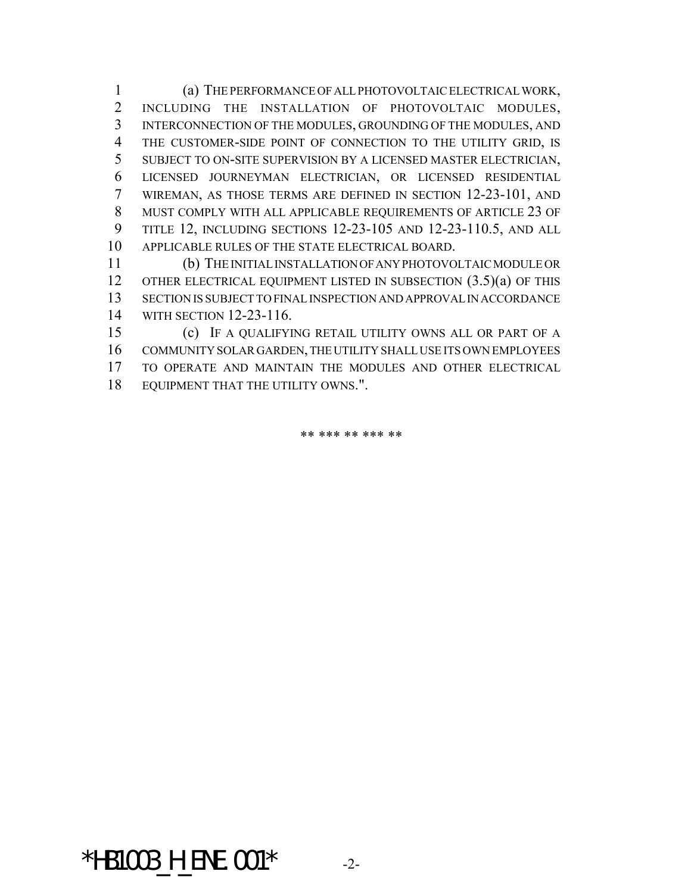(a) THE PERFORMANCE OF ALL PHOTOVOLTAIC ELECTRICAL WORK, INCLUDING THE INSTALLATION OF PHOTOVOLTAIC MODULES, INTERCONNECTION OF THE MODULES, GROUNDING OF THE MODULES, AND THE CUSTOMER-SIDE POINT OF CONNECTION TO THE UTILITY GRID, IS SUBJECT TO ON-SITE SUPERVISION BY A LICENSED MASTER ELECTRICIAN, LICENSED JOURNEYMAN ELECTRICIAN, OR LICENSED RESIDENTIAL WIREMAN, AS THOSE TERMS ARE DEFINED IN SECTION 12-23-101, AND MUST COMPLY WITH ALL APPLICABLE REQUIREMENTS OF ARTICLE 23 OF TITLE 12, INCLUDING SECTIONS 12-23-105 AND 12-23-110.5, AND ALL APPLICABLE RULES OF THE STATE ELECTRICAL BOARD.

(b) THE INITIAL INSTALLATION OF ANY PHOTOVOLTAIC MODULE OR OTHER ELECTRICAL EQUIPMENT LISTED IN SUBSECTION (3.5)(a) OF THIS SECTION IS SUBJECT TO FINAL INSPECTION AND APPROVAL IN ACCORDANCE WITH SECTION 12-23-116.

(c) IF A QUALIFYING RETAIL UTILITY OWNS ALL OR PART OF A COMMUNITY SOLAR GARDEN, THE UTILITY SHALL USE ITS OWN EMPLOYEES TO OPERATE AND MAINTAIN THE MODULES AND OTHER ELECTRICAL EQUIPMENT THAT THE UTILITY OWNS.".

** *** ** *** **

*HB1003_H_ENE.001*